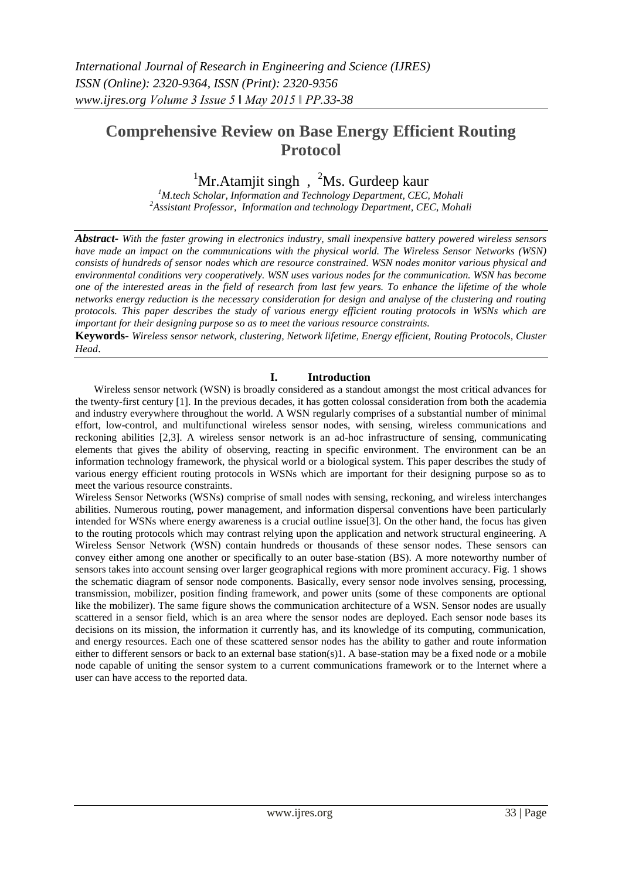# Comprehensive Review on Base Energy Efficient Routing Protocol

[1]Mr.Atamjit singh , [2]Ms. Gurdeep kaur

[1]*M.tech Scholar, Information and Technology Department, CEC, Mohali*
[2]*Assistant Professor, Information and technology Department, CEC, Mohali*

***Abstract-*** *With the faster growing in electronics industry, small inexpensive battery powered wireless sensors have made an impact on the communications with the physical world. The Wireless Sensor Networks (WSN) consists of hundreds of sensor nodes which are resource constrained. WSN nodes monitor various physical and environmental conditions very cooperatively. WSN uses various nodes for the communication. WSN has become one of the interested areas in the field of research from last few years. To enhance the lifetime of the whole networks energy reduction is the necessary consideration for design and analyse of the clustering and routing protocols. This paper describes the study of various energy efficient routing protocols in WSNs which are important for their designing purpose so as to meet the various resource constraints.*

**Keywords-** *Wireless sensor network, clustering, Network lifetime, Energy efficient, Routing Protocols, Cluster Head*.

## I. Introduction

Wireless sensor network (WSN) is broadly considered as a standout amongst the most critical advances for the twenty-first century [1]. In the previous decades, it has gotten colossal consideration from both the academia and industry everywhere throughout the world. A WSN regularly comprises of a substantial number of minimal effort, low-control, and multifunctional wireless sensor nodes, with sensing, wireless communications and reckoning abilities [2,3]. A wireless sensor network is an ad-hoc infrastructure of sensing, communicating elements that gives the ability of observing, reacting in specific environment. The environment can be an information technology framework, the physical world or a biological system. This paper describes the study of various energy efficient routing protocols in WSNs which are important for their designing purpose so as to meet the various resource constraints.

Wireless Sensor Networks (WSNs) comprise of small nodes with sensing, reckoning, and wireless interchanges abilities. Numerous routing, power management, and information dispersal conventions have been particularly intended for WSNs where energy awareness is a crucial outline issue[3]. On the other hand, the focus has given to the routing protocols which may contrast relying upon the application and network structural engineering. A Wireless Sensor Network (WSN) contain hundreds or thousands of these sensor nodes. These sensors can convey either among one another or specifically to an outer base-station (BS). A more noteworthy number of sensors takes into account sensing over larger geographical regions with more prominent accuracy. Fig. 1 shows the schematic diagram of sensor node components. Basically, every sensor node involves sensing, processing, transmission, mobilizer, position finding framework, and power units (some of these components are optional like the mobilizer). The same figure shows the communication architecture of a WSN. Sensor nodes are usually scattered in a sensor field, which is an area where the sensor nodes are deployed. Each sensor node bases its decisions on its mission, the information it currently has, and its knowledge of its computing, communication, and energy resources. Each one of these scattered sensor nodes has the ability to gather and route information either to different sensors or back to an external base station(s)1. A base-station may be a fixed node or a mobile node capable of uniting the sensor system to a current communications framework or to the Internet where a user can have access to the reported data.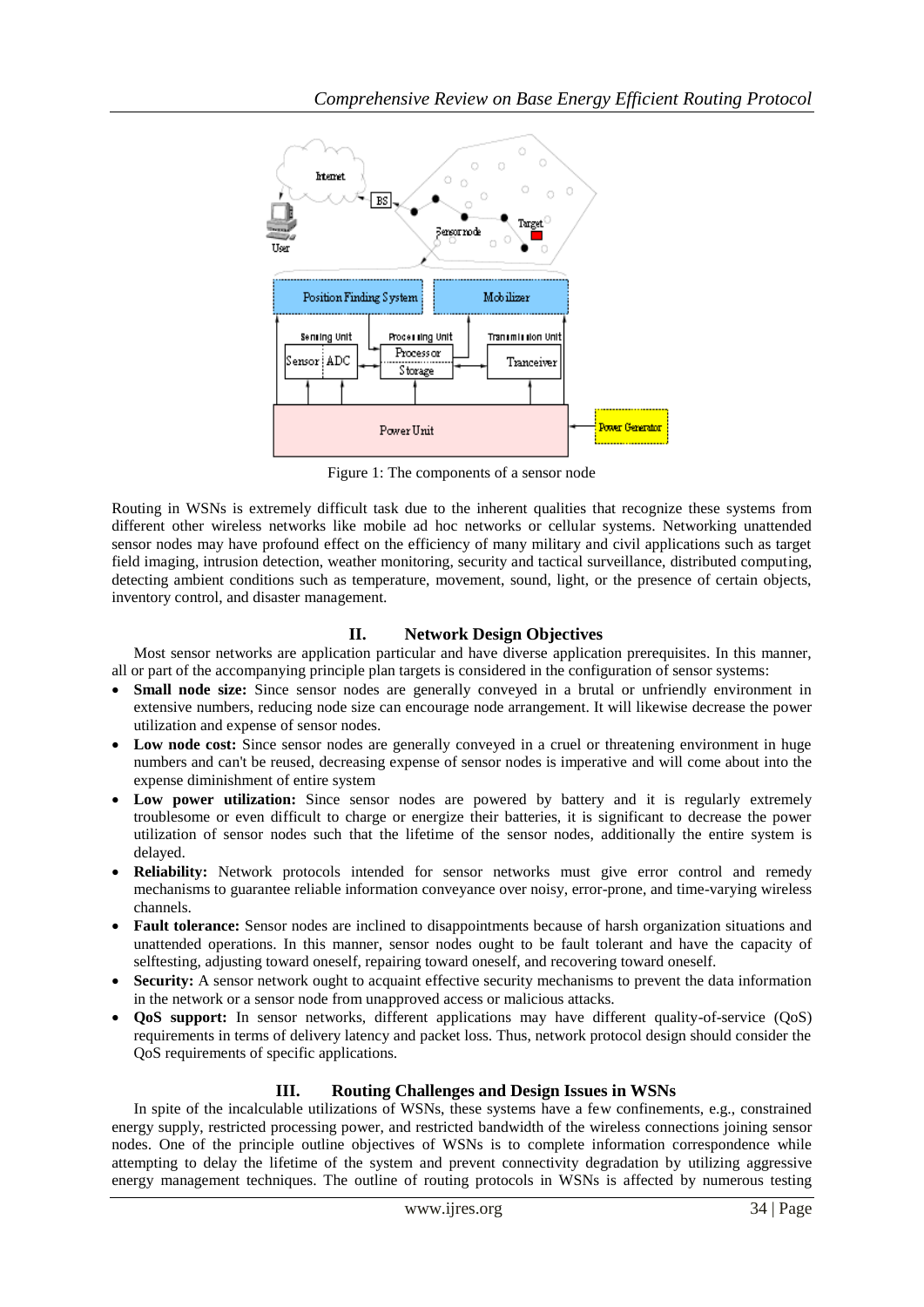Figure 1: The components of a sensor node

Routing in WSNs is extremely difficult task due to the inherent qualities that recognize these systems from different other wireless networks like mobile ad hoc networks or cellular systems. Networking unattended sensor nodes may have profound effect on the efficiency of many military and civil applications such as target field imaging, intrusion detection, weather monitoring, security and tactical surveillance, distributed computing, detecting ambient conditions such as temperature, movement, sound, light, or the presence of certain objects, inventory control, and disaster management.

## II. Network Design Objectives

Most sensor networks are application particular and have diverse application prerequisites. In this manner, all or part of the accompanying principle plan targets is considered in the configuration of sensor systems:

- **Small node size:** Since sensor nodes are generally conveyed in a brutal or unfriendly environment in extensive numbers, reducing node size can encourage node arrangement. It will likewise decrease the power utilization and expense of sensor nodes.
- **Low node cost:** Since sensor nodes are generally conveyed in a cruel or threatening environment in huge numbers and can't be reused, decreasing expense of sensor nodes is imperative and will come about into the expense diminishment of entire system
- **Low power utilization:** Since sensor nodes are powered by battery and it is regularly extremely troublesome or even difficult to charge or energize their batteries, it is significant to decrease the power utilization of sensor nodes such that the lifetime of the sensor nodes, additionally the entire system is delayed.
- **Reliability:** Network protocols intended for sensor networks must give error control and remedy mechanisms to guarantee reliable information conveyance over noisy, error-prone, and time-varying wireless channels.
- **Fault tolerance:** Sensor nodes are inclined to disappointments because of harsh organization situations and unattended operations. In this manner, sensor nodes ought to be fault tolerant and have the capacity of selftesting, adjusting toward oneself, repairing toward oneself, and recovering toward oneself.
- **Security:** A sensor network ought to acquire effective security mechanisms to prevent the data information in the network or a sensor node from unapproved access or malicious attacks.
- **QoS support:** In sensor networks, different applications may have different quality-of-service (QoS) requirements in terms of delivery latency and packet loss. Thus, network protocol design should consider the QoS requirements of specific applications.

## III. Routing Challenges and Design Issues in WSNs

In spite of the incalculable utilizations of WSNs, these systems have a few confinements, e.g., constrained energy supply, restricted processing power, and restricted bandwidth of the wireless connections joining sensor nodes. One of the principle outline objectives of WSNs is to complete information correspondence while attempting to delay the lifetime of the system and prevent connectivity degradation by utilizing aggressive energy management techniques. The outline of routing protocols in WSNs is affected by numerous testing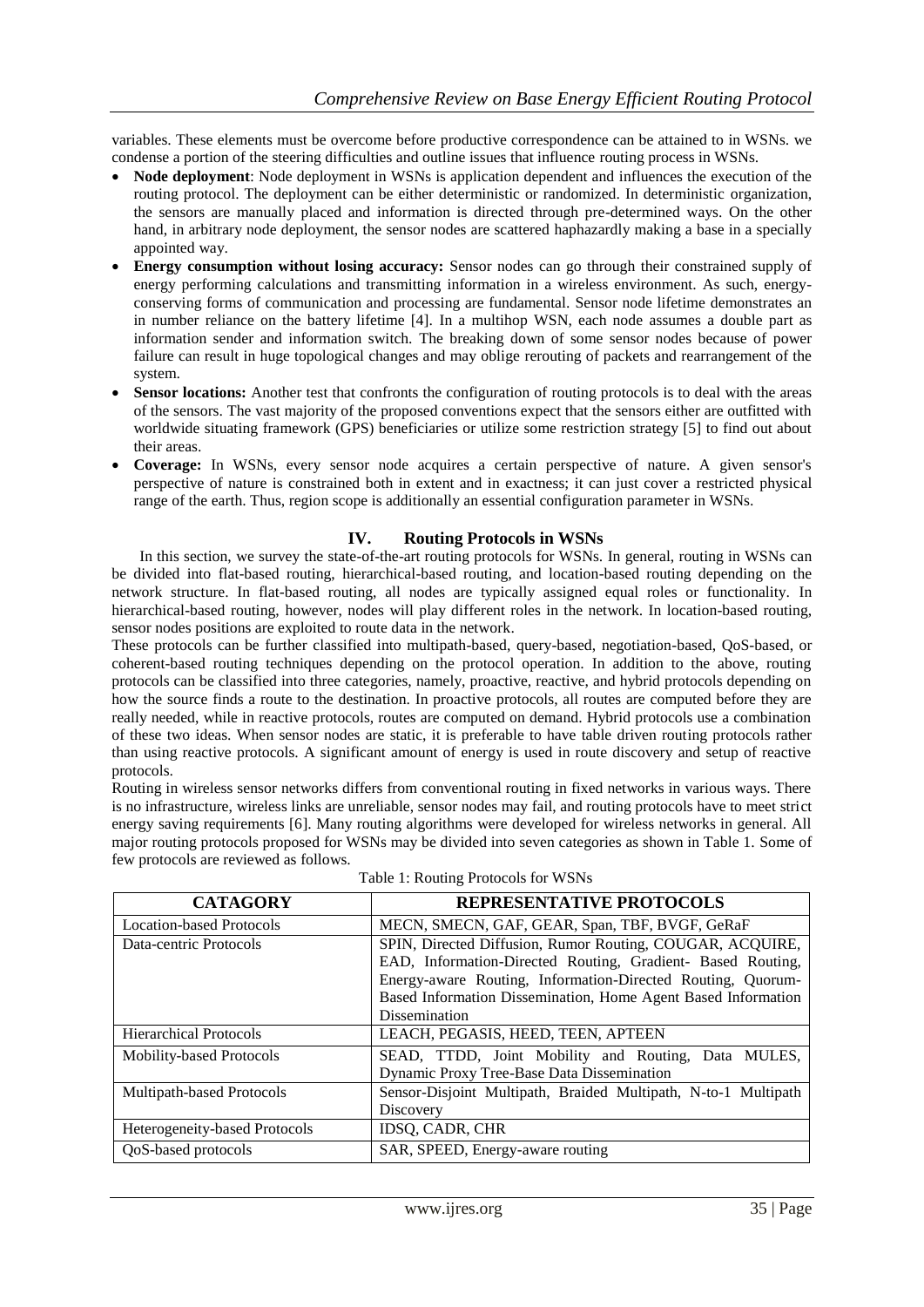variables. These elements must be overcome before productive correspondence can be attained to in WSNs. we condense a portion of the steering difficulties and outline issues that influence routing process in WSNs.

- **Node deployment**: Node deployment in WSNs is application dependent and influences the execution of the routing protocol. The deployment can be either deterministic or randomized. In deterministic organization, the sensors are manually placed and information is directed through pre-determined ways. On the other hand, in arbitrary node deployment, the sensor nodes are scattered haphazardly making a base in a specially appointed way.
- **Energy consumption without losing accuracy:** Sensor nodes can go through their constrained supply of energy performing calculations and transmitting information in a wireless environment. As such, energy-conserving forms of communication and processing are fundamental. Sensor node lifetime demonstrates an in number reliance on the battery lifetime [4]. In a multihop WSN, each node assumes a double part as information sender and information switch. The breaking down of some sensor nodes because of power failure can result in huge topological changes and may oblige rerouting of packets and rearrangement of the system.
- **Sensor locations:** Another test that confronts the configuration of routing protocols is to deal with the areas of the sensors. The vast majority of the proposed conventions expect that the sensors either are outfitted with worldwide situating framework (GPS) beneficiaries or utilize some restriction strategy [5] to find out about their areas.
- **Coverage:** In WSNs, every sensor node acquires a certain perspective of nature. A given sensor's perspective of nature is constrained both in extent and in exactness; it can just cover a restricted physical range of the earth. Thus, region scope is additionally an essential configuration parameter in WSNs.

## IV. Routing Protocols in WSNs

In this section, we survey the state-of-the-art routing protocols for WSNs. In general, routing in WSNs can be divided into flat-based routing, hierarchical-based routing, and location-based routing depending on the network structure. In flat-based routing, all nodes are typically assigned equal roles or functionality. In hierarchical-based routing, however, nodes will play different roles in the network. In location-based routing, sensor nodes positions are exploited to route data in the network.

These protocols can be further classified into multipath-based, query-based, negotiation-based, QoS-based, or coherent-based routing techniques depending on the protocol operation. In addition to the above, routing protocols can be classified into three categories, namely, proactive, reactive, and hybrid protocols depending on how the source finds a route to the destination. In proactive protocols, all routes are computed before they are really needed, while in reactive protocols, routes are computed on demand. Hybrid protocols use a combination of these two ideas. When sensor nodes are static, it is preferable to have table driven routing protocols rather than using reactive protocols. A significant amount of energy is used in route discovery and setup of reactive protocols.

Routing in wireless sensor networks differs from conventional routing in fixed networks in various ways. There is no infrastructure, wireless links are unreliable, sensor nodes may fail, and routing protocols have to meet strict energy saving requirements [6]. Many routing algorithms were developed for wireless networks in general. All major routing protocols proposed for WSNs may be divided into seven categories as shown in Table 1. Some of few protocols are reviewed as follows.

Table 1: Routing Protocols for WSNs

| CATAGORY | REPRESENTATIVE PROTOCOLS |
|---|---|
| Location-based Protocols | MECN, SMECN, GAF, GEAR, Span, TBF, BVGF, GeRaF |
| Data-centric Protocols | SPIN, Directed Diffusion, Rumor Routing, COUGAR, ACQUIRE, EAD, Information-Directed Routing, Gradient- Based Routing, Energy-aware Routing, Information-Directed Routing, Quorum-Based Information Dissemination, Home Agent Based Information Dissemination |
| Hierarchical Protocols | LEACH, PEGASIS, HEED, TEEN, APTEEN |
| Mobility-based Protocols | SEAD, TTDD, Joint Mobility and Routing, Data MULES, Dynamic Proxy Tree-Base Data Dissemination |
| Multipath-based Protocols | Sensor-Disjoint Multipath, Braided Multipath, N-to-1 Multipath Discovery |
| Heterogeneity-based Protocols | IDSQ, CADR, CHR |
| QoS-based protocols | SAR, SPEED, Energy-aware routing |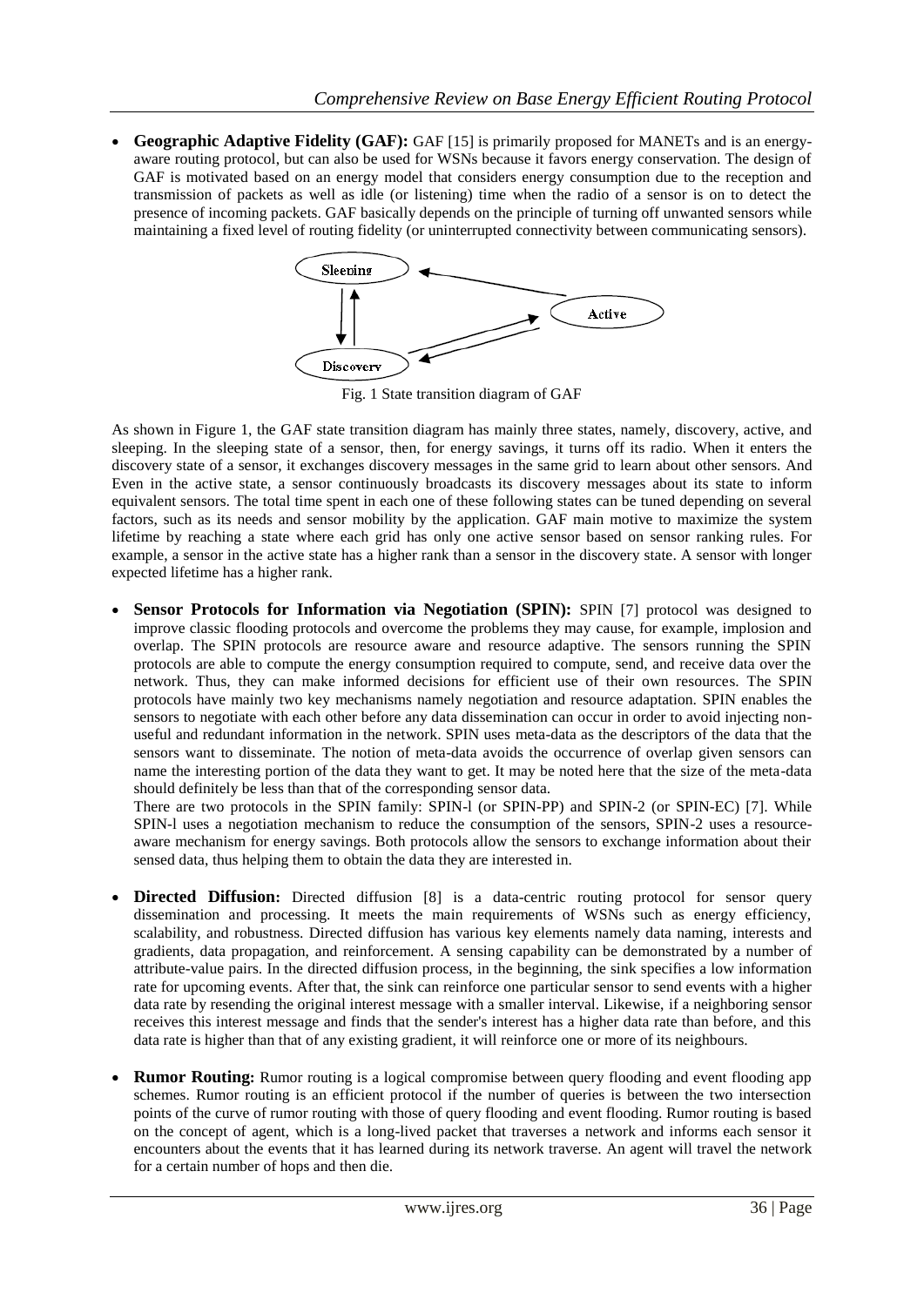- **Geographic Adaptive Fidelity (GAF):** GAF [15] is primarily proposed for MANETs and is an energy-aware routing protocol, but can also be used for WSNs because it favors energy conservation. The design of GAF is motivated based on an energy model that considers energy consumption due to the reception and transmission of packets as well as idle (or listening) time when the radio of a sensor is on to detect the presence of incoming packets. GAF basically depends on the principle of turning off unwanted sensors while maintaining a fixed level of routing fidelity (or uninterrupted connectivity between communicating sensors).

Fig. 1 State transition diagram of GAF

As shown in Figure 1, the GAF state transition diagram has mainly three states, namely, discovery, active, and sleeping. In the sleeping state of a sensor, then, for energy savings, it turns off its radio. When it enters the discovery state of a sensor, it exchanges discovery messages in the same grid to learn about other sensors. And Even in the active state, a sensor continuously broadcasts its discovery messages about its state to inform equivalent sensors. The total time spent in each one of these following states can be tuned depending on several factors, such as its needs and sensor mobility by the application. GAF main motive to maximize the system lifetime by reaching a state where each grid has only one active sensor based on sensor ranking rules. For example, a sensor in the active state has a higher rank than a sensor in the discovery state. A sensor with longer expected lifetime has a higher rank.

- **Sensor Protocols for Information via Negotiation (SPIN):** SPIN [7] protocol was designed to improve classic flooding protocols and overcome the problems they may cause, for example, implosion and overlap. The SPIN protocols are resource aware and resource adaptive. The sensors running the SPIN protocols are able to compute the energy consumption required to compute, send, and receive data over the network. Thus, they can make informed decisions for efficient use of their own resources. The SPIN protocols have mainly two key mechanisms namely negotiation and resource adaptation. SPIN enables the sensors to negotiate with each other before any data dissemination can occur in order to avoid injecting non-useful and redundant information in the network. SPIN uses meta-data as the descriptors of the data that the sensors want to disseminate. The notion of meta-data avoids the occurrence of overlap given sensors can name the interesting portion of the data they want to get. It may be noted here that the size of the meta-data should definitely be less than that of the corresponding sensor data.

  There are two protocols in the SPIN family: SPIN-l (or SPIN-PP) and SPIN-2 (or SPIN-EC) [7]. While SPIN-l uses a negotiation mechanism to reduce the consumption of the sensors, SPIN-2 uses a resource-aware mechanism for energy savings. Both protocols allow the sensors to exchange information about their sensed data, thus helping them to obtain the data they are interested in.

- **Directed Diffusion:** Directed diffusion [8] is a data-centric routing protocol for sensor query dissemination and processing. It meets the main requirements of WSNs such as energy efficiency, scalability, and robustness. Directed diffusion has various key elements namely data naming, interests and gradients, data propagation, and reinforcement. A sensing capability can be demonstrated by a number of attribute-value pairs. In the directed diffusion process, in the beginning, the sink specifies a low information rate for upcoming events. After that, the sink can reinforce one particular sensor to send events with a higher data rate by resending the original interest message with a smaller interval. Likewise, if a neighboring sensor receives this interest message and finds that the sender's interest has a higher data rate than before, and this data rate is higher than that of any existing gradient, it will reinforce one or more of its neighbours.

- **Rumor Routing:** Rumor routing is a logical compromise between query flooding and event flooding app schemes. Rumor routing is an efficient protocol if the number of queries is between the two intersection points of the curve of rumor routing with those of query flooding and event flooding. Rumor routing is based on the concept of agent, which is a long-lived packet that traverses a network and informs each sensor it encounters about the events that it has learned during its network traverse. An agent will travel the network for a certain number of hops and then die.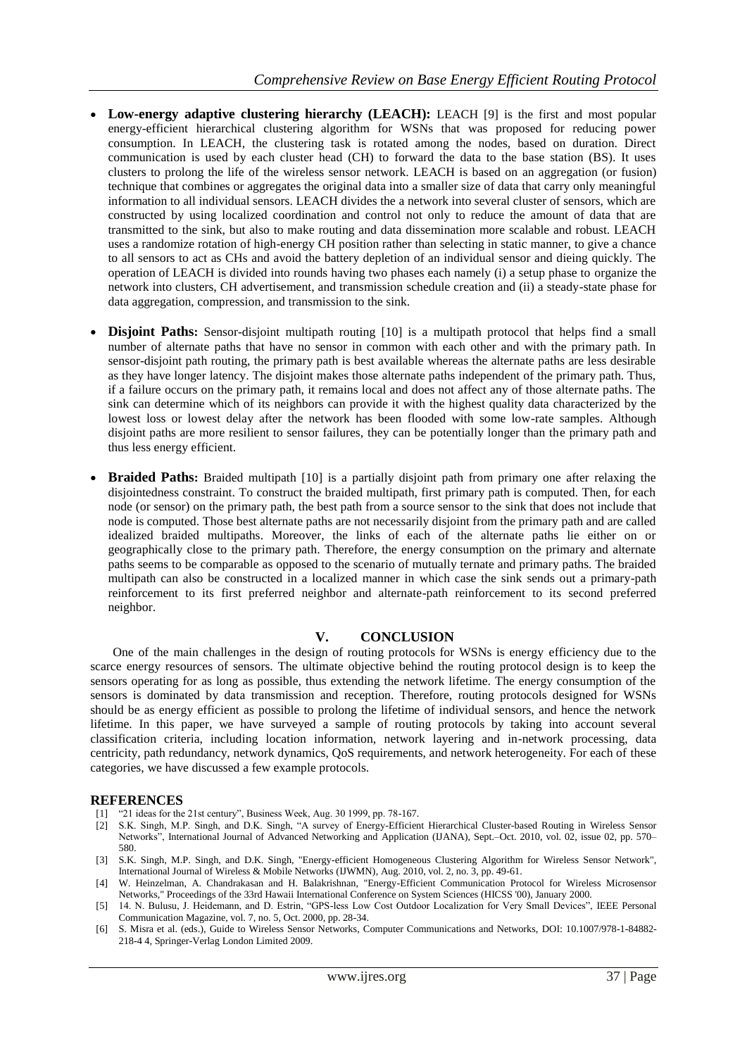- **Low-energy adaptive clustering hierarchy (LEACH):** LEACH [9] is the first and most popular energy-efficient hierarchical clustering algorithm for WSNs that was proposed for reducing power consumption. In LEACH, the clustering task is rotated among the nodes, based on duration. Direct communication is used by each cluster head (CH) to forward the data to the base station (BS). It uses clusters to prolong the life of the wireless sensor network. LEACH is based on an aggregation (or fusion) technique that combines or aggregates the original data into a smaller size of data that carry only meaningful information to all individual sensors. LEACH divides the a network into several cluster of sensors, which are constructed by using localized coordination and control not only to reduce the amount of data that are transmitted to the sink, but also to make routing and data dissemination more scalable and robust. LEACH uses a randomize rotation of high-energy CH position rather than selecting in static manner, to give a chance to all sensors to act as CHs and avoid the battery depletion of an individual sensor and dieing quickly. The operation of LEACH is divided into rounds having two phases each namely (i) a setup phase to organize the network into clusters, CH advertisement, and transmission schedule creation and (ii) a steady-state phase for data aggregation, compression, and transmission to the sink.

- **Disjoint Paths:** Sensor-disjoint multipath routing [10] is a multipath protocol that helps find a small number of alternate paths that have no sensor in common with each other and with the primary path. In sensor-disjoint path routing, the primary path is best available whereas the alternate paths are less desirable as they have longer latency. The disjoint makes those alternate paths independent of the primary path. Thus, if a failure occurs on the primary path, it remains local and does not affect any of those alternate paths. The sink can determine which of its neighbors can provide it with the highest quality data characterized by the lowest loss or lowest delay after the network has been flooded with some low-rate samples. Although disjoint paths are more resilient to sensor failures, they can be potentially longer than the primary path and thus less energy efficient.

- **Braided Paths:** Braided multipath [10] is a partially disjoint path from primary one after relaxing the disjointedness constraint. To construct the braided multipath, first primary path is computed. Then, for each node (or sensor) on the primary path, the best path from a source sensor to the sink that does not include that node is computed. Those best alternate paths are not necessarily disjoint from the primary path and are called idealized braided multipaths. Moreover, the links of each of the alternate paths lie either on or geographically close to the primary path. Therefore, the energy consumption on the primary and alternate paths seems to be comparable as opposed to the scenario of mutually ternate and primary paths. The braided multipath can also be constructed in a localized manner in which case the sink sends out a primary-path reinforcement to its first preferred neighbor and alternate-path reinforcement to its second preferred neighbor.

## V. CONCLUSION

One of the main challenges in the design of routing protocols for WSNs is energy efficiency due to the scarce energy resources of sensors. The ultimate objective behind the routing protocol design is to keep the sensors operating for as long as possible, thus extending the network lifetime. The energy consumption of the sensors is dominated by data transmission and reception. Therefore, routing protocols designed for WSNs should be as energy efficient as possible to prolong the lifetime of individual sensors, and hence the network lifetime. In this paper, we have surveyed a sample of routing protocols by taking into account several classification criteria, including location information, network layering and in-network processing, data centricity, path redundancy, network dynamics, QoS requirements, and network heterogeneity. For each of these categories, we have discussed a few example protocols.

## REFERENCES

[1] "21 ideas for the 21st century", Business Week, Aug. 30 1999, pp. 78-167.

[2] S.K. Singh, M.P. Singh, and D.K. Singh, "A survey of Energy-Efficient Hierarchical Cluster-based Routing in Wireless Sensor Networks", International Journal of Advanced Networking and Application (IJANA), Sept.–Oct. 2010, vol. 02, issue 02, pp. 570–580.

[3] S.K. Singh, M.P. Singh, and D.K. Singh, "Energy-efficient Homogeneous Clustering Algorithm for Wireless Sensor Network", International Journal of Wireless & Mobile Networks (IJWMN), Aug. 2010, vol. 2, no. 3, pp. 49-61.

[4] W. Heinzelman, A. Chandrakasan and H. Balakrishnan, "Energy-Efficient Communication Protocol for Wireless Microsensor Networks," Proceedings of the 33rd Hawaii International Conference on System Sciences (HICSS '00), January 2000.

[5] 14. N. Bulusu, J. Heidemann, and D. Estrin, "GPS-less Low Cost Outdoor Localization for Very Small Devices", IEEE Personal Communication Magazine, vol. 7, no. 5, Oct. 2000, pp. 28-34.

[6] S. Misra et al. (eds.), Guide to Wireless Sensor Networks, Computer Communications and Networks, DOI: 10.1007/978-1-84882-218-4 4, Springer-Verlag London Limited 2009.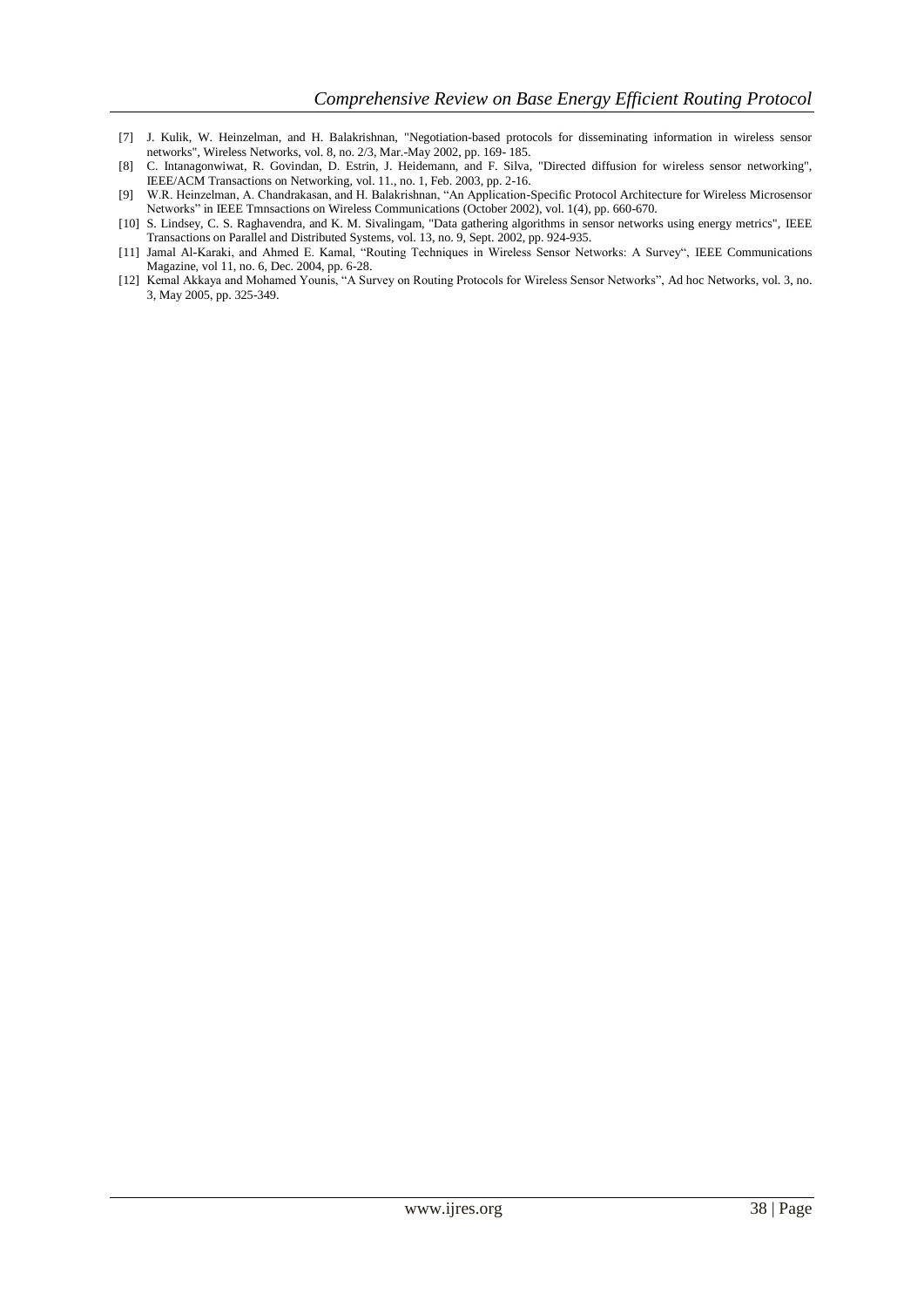[7] J. Kulik, W. Heinzelman, and H. Balakrishnan, "Negotiation-based protocols for disseminating information in wireless sensor networks", Wireless Networks, vol. 8, no. 2/3, Mar.-May 2002, pp. 169- 185.

[8] C. Intanagonwiwat, R. Govindan, D. Estrin, J. Heidemann, and F. Silva, "Directed diffusion for wireless sensor networking", IEEE/ACM Transactions on Networking, vol. 11., no. 1, Feb. 2003, pp. 2-16.

[9] W.R. Heinzelman, A. Chandrakasan, and H. Balakrishnan, "An Application-Specific Protocol Architecture for Wireless Microsensor Networks" in IEEE Tmnsactions on Wireless Communications (October 2002), vol. 1(4), pp. 660-670.

[10] S. Lindsey, C. S. Raghavendra, and K. M. Sivalingam, "Data gathering algorithms in sensor networks using energy metrics", IEEE Transactions on Parallel and Distributed Systems, vol. 13, no. 9, Sept. 2002, pp. 924-935.

[11] Jamal Al-Karaki, and Ahmed E. Kamal, "Routing Techniques in Wireless Sensor Networks: A Survey", IEEE Communications Magazine, vol 11, no. 6, Dec. 2004, pp. 6-28.

[12] Kemal Akkaya and Mohamed Younis, "A Survey on Routing Protocols for Wireless Sensor Networks", Ad hoc Networks, vol. 3, no. 3, May 2005, pp. 325-349.